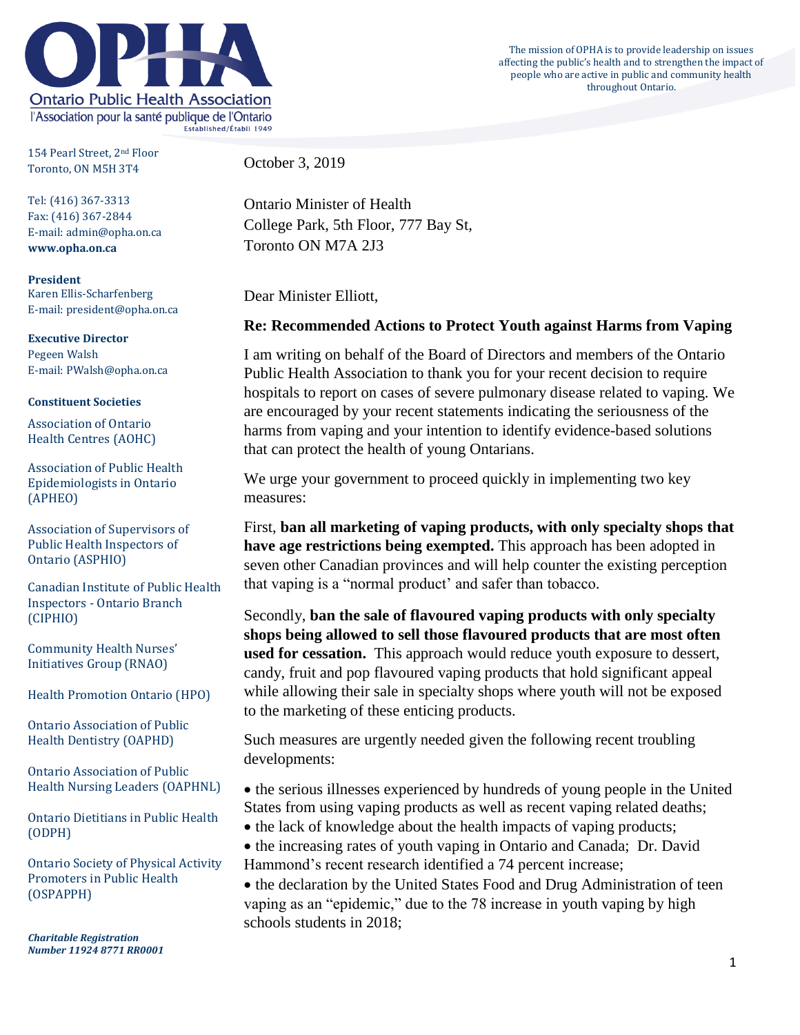# OPHA

Ontario Public Health Association
l'Association pour la santé publique de l'Ontario
Established/Établi 1949

The mission of OPHA is to provide leadership on issues affecting the public's health and to strengthen the impact of people who are active in public and community health throughout Ontario.

154 Pearl Street, 2nd Floor
Toronto, ON M5H 3T4

Tel: (416) 367-3313
Fax: (416) 367-2844
E-mail: admin@opha.on.ca
**www.opha.on.ca**

**President**
Karen Ellis-Scharfenberg
E-mail: president@opha.on.ca

**Executive Director**
Pegeen Walsh
E-mail: PWalsh@opha.on.ca

**Constituent Societies**

Association of Ontario Health Centres (AOHC)

Association of Public Health Epidemiologists in Ontario (APHEO)

Association of Supervisors of Public Health Inspectors of Ontario (ASPHIO)

Canadian Institute of Public Health Inspectors - Ontario Branch (CIPHIO)

Community Health Nurses' Initiatives Group (RNAO)

Health Promotion Ontario (HPO)

Ontario Association of Public Health Dentistry (OAPHD)

Ontario Association of Public Health Nursing Leaders (OAPHNL)

Ontario Dietitians in Public Health (ODPH)

Ontario Society of Physical Activity Promoters in Public Health (OSPAPPH)

***Charitable Registration Number 11924 8771 RR0001***

October 3, 2019

Ontario Minister of Health
College Park, 5th Floor, 777 Bay St,
Toronto ON M7A 2J3

Dear Minister Elliott,

**Re: Recommended Actions to Protect Youth against Harms from Vaping**

I am writing on behalf of the Board of Directors and members of the Ontario Public Health Association to thank you for your recent decision to require hospitals to report on cases of severe pulmonary disease related to vaping. We are encouraged by your recent statements indicating the seriousness of the harms from vaping and your intention to identify evidence-based solutions that can protect the health of young Ontarians.

We urge your government to proceed quickly in implementing two key measures:

First, **ban all marketing of vaping products, with only specialty shops that have age restrictions being exempted.** This approach has been adopted in seven other Canadian provinces and will help counter the existing perception that vaping is a "normal product' and safer than tobacco.

Secondly, **ban the sale of flavoured vaping products with only specialty shops being allowed to sell those flavoured products that are most often used for cessation.** This approach would reduce youth exposure to dessert, candy, fruit and pop flavoured vaping products that hold significant appeal while allowing their sale in specialty shops where youth will not be exposed to the marketing of these enticing products.

Such measures are urgently needed given the following recent troubling developments:

- the serious illnesses experienced by hundreds of young people in the United States from using vaping products as well as recent vaping related deaths;
- the lack of knowledge about the health impacts of vaping products;
- the increasing rates of youth vaping in Ontario and Canada; Dr. David Hammond's recent research identified a 74 percent increase;
- the declaration by the United States Food and Drug Administration of teen vaping as an "epidemic," due to the 78 increase in youth vaping by high schools students in 2018;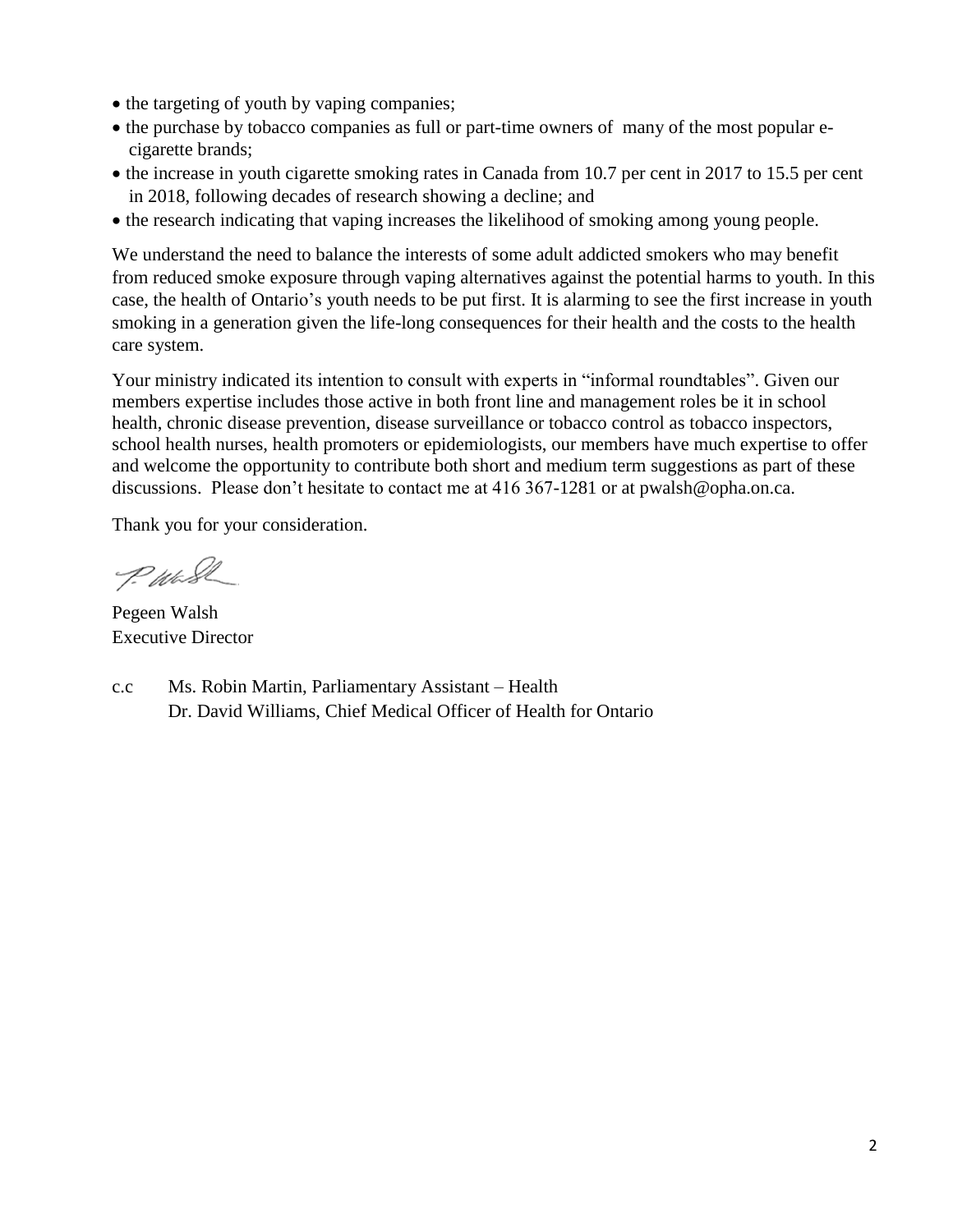- the targeting of youth by vaping companies;
- the purchase by tobacco companies as full or part-time owners of many of the most popular e-cigarette brands;
- the increase in youth cigarette smoking rates in Canada from 10.7 per cent in 2017 to 15.5 per cent in 2018, following decades of research showing a decline; and
- the research indicating that vaping increases the likelihood of smoking among young people.

We understand the need to balance the interests of some adult addicted smokers who may benefit from reduced smoke exposure through vaping alternatives against the potential harms to youth. In this case, the health of Ontario's youth needs to be put first. It is alarming to see the first increase in youth smoking in a generation given the life-long consequences for their health and the costs to the health care system.

Your ministry indicated its intention to consult with experts in "informal roundtables". Given our members expertise includes those active in both front line and management roles be it in school health, chronic disease prevention, disease surveillance or tobacco control as tobacco inspectors, school health nurses, health promoters or epidemiologists, our members have much expertise to offer and welcome the opportunity to contribute both short and medium term suggestions as part of these discussions. Please don't hesitate to contact me at 416 367-1281 or at pwalsh@opha.on.ca.

Thank you for your consideration.

P. Walsh

Pegeen Walsh
Executive Director

c.c Ms. Robin Martin, Parliamentary Assistant – Health
Dr. David Williams, Chief Medical Officer of Health for Ontario